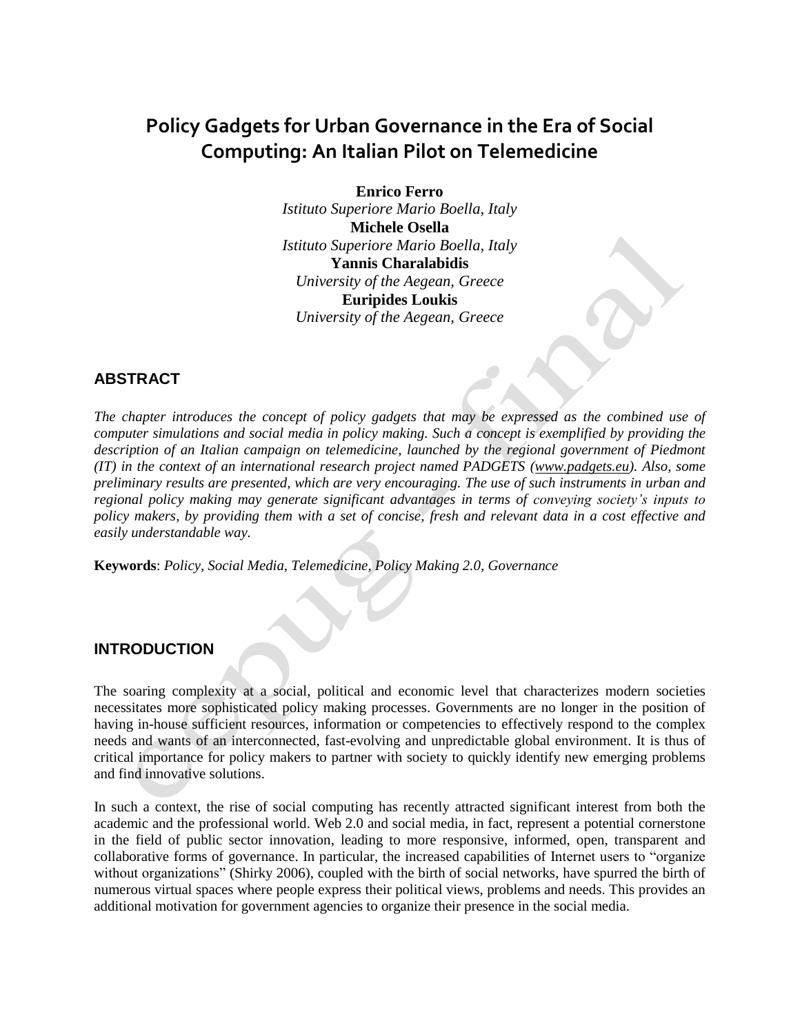# Policy Gadgets for Urban Governance in the Era of Social Computing: An Italian Pilot on Telemedicine

**Enrico Ferro**
*Istituto Superiore Mario Boella, Italy*
**Michele Osella**
*Istituto Superiore Mario Boella, Italy*
**Yannis Charalabidis**
*University of the Aegean, Greece*
**Euripides Loukis**
*University of the Aegean, Greece*

## ABSTRACT

*The chapter introduces the concept of policy gadgets that may be expressed as the combined use of computer simulations and social media in policy making. Such a concept is exemplified by providing the description of an Italian campaign on telemedicine, launched by the regional government of Piedmont (IT) in the context of an international research project named PADGETS (www.padgets.eu). Also, some preliminary results are presented, which are very encouraging. The use of such instruments in urban and regional policy making may generate significant advantages in terms of conveying society's inputs to policy makers, by providing them with a set of concise, fresh and relevant data in a cost effective and easily understandable way.*

**Keywords**: *Policy, Social Media, Telemedicine, Policy Making 2.0, Governance*

## INTRODUCTION

The soaring complexity at a social, political and economic level that characterizes modern societies necessitates more sophisticated policy making processes. Governments are no longer in the position of having in-house sufficient resources, information or competencies to effectively respond to the complex needs and wants of an interconnected, fast-evolving and unpredictable global environment. It is thus of critical importance for policy makers to partner with society to quickly identify new emerging problems and find innovative solutions.

In such a context, the rise of social computing has recently attracted significant interest from both the academic and the professional world. Web 2.0 and social media, in fact, represent a potential cornerstone in the field of public sector innovation, leading to more responsive, informed, open, transparent and collaborative forms of governance. In particular, the increased capabilities of Internet users to "organize without organizations" (Shirky 2006), coupled with the birth of social networks, have spurred the birth of numerous virtual spaces where people express their political views, problems and needs. This provides an additional motivation for government agencies to organize their presence in the social media.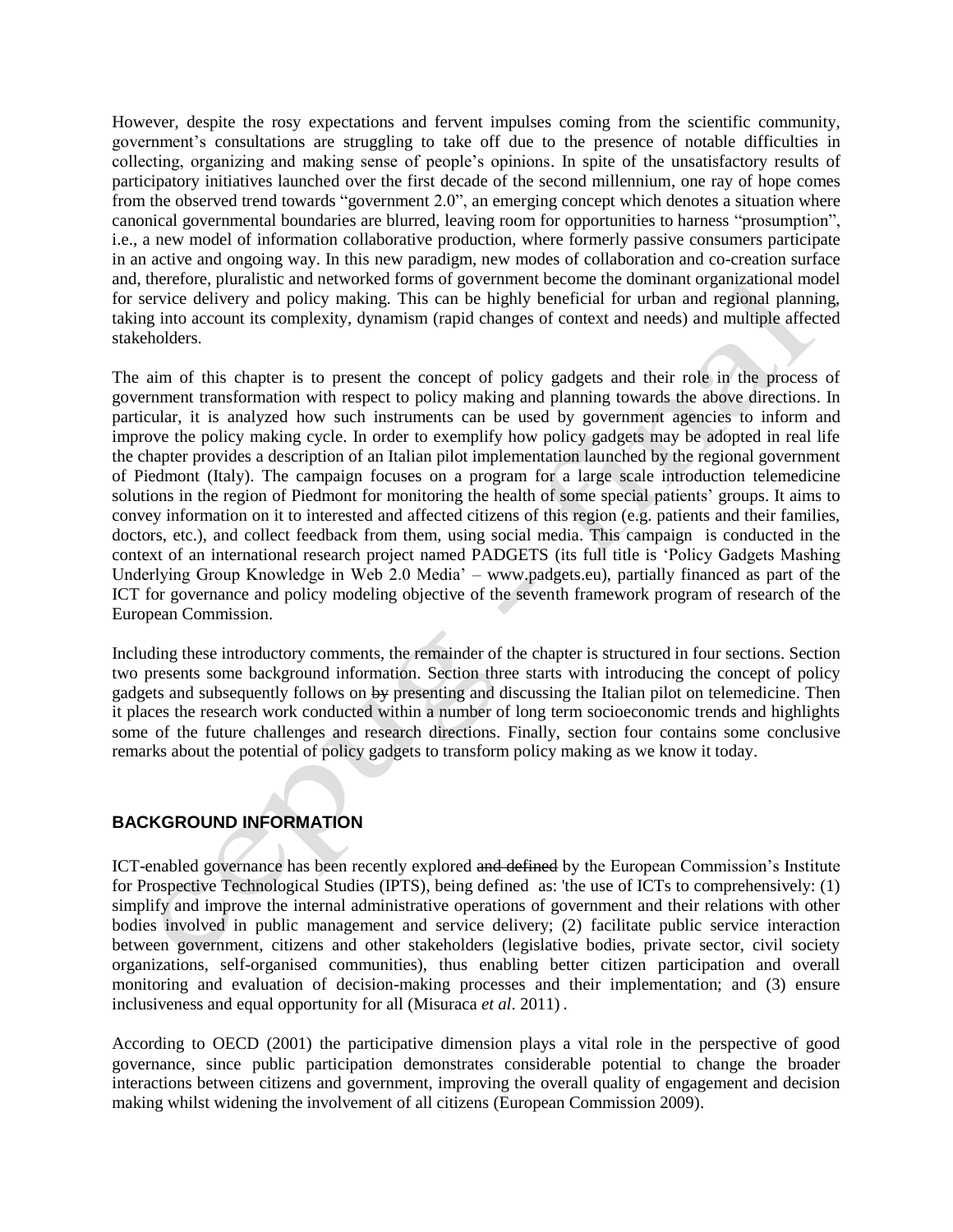However, despite the rosy expectations and fervent impulses coming from the scientific community, government's consultations are struggling to take off due to the presence of notable difficulties in collecting, organizing and making sense of people's opinions. In spite of the unsatisfactory results of participatory initiatives launched over the first decade of the second millennium, one ray of hope comes from the observed trend towards "government 2.0", an emerging concept which denotes a situation where canonical governmental boundaries are blurred, leaving room for opportunities to harness "prosumption", i.e., a new model of information collaborative production, where formerly passive consumers participate in an active and ongoing way. In this new paradigm, new modes of collaboration and co-creation surface and, therefore, pluralistic and networked forms of government become the dominant organizational model for service delivery and policy making. This can be highly beneficial for urban and regional planning, taking into account its complexity, dynamism (rapid changes of context and needs) and multiple affected stakeholders.

The aim of this chapter is to present the concept of policy gadgets and their role in the process of government transformation with respect to policy making and planning towards the above directions. In particular, it is analyzed how such instruments can be used by government agencies to inform and improve the policy making cycle. In order to exemplify how policy gadgets may be adopted in real life the chapter provides a description of an Italian pilot implementation launched by the regional government of Piedmont (Italy). The campaign focuses on a program for a large scale introduction telemedicine solutions in the region of Piedmont for monitoring the health of some special patients' groups. It aims to convey information on it to interested and affected citizens of this region (e.g. patients and their families, doctors, etc.), and collect feedback from them, using social media. This campaign is conducted in the context of an international research project named PADGETS (its full title is 'Policy Gadgets Mashing Underlying Group Knowledge in Web 2.0 Media' – www.padgets.eu), partially financed as part of the ICT for governance and policy modeling objective of the seventh framework program of research of the European Commission.

Including these introductory comments, the remainder of the chapter is structured in four sections. Section two presents some background information. Section three starts with introducing the concept of policy gadgets and subsequently follows on ~~by~~ presenting and discussing the Italian pilot on telemedicine. Then it places the research work conducted within a number of long term socioeconomic trends and highlights some of the future challenges and research directions. Finally, section four contains some conclusive remarks about the potential of policy gadgets to transform policy making as we know it today.

## BACKGROUND INFORMATION

ICT-enabled governance has been recently explored ~~and defined~~ by the European Commission's Institute for Prospective Technological Studies (IPTS), being defined as: 'the use of ICTs to comprehensively: (1) simplify and improve the internal administrative operations of government and their relations with other bodies involved in public management and service delivery; (2) facilitate public service interaction between government, citizens and other stakeholders (legislative bodies, private sector, civil society organizations, self-organised communities), thus enabling better citizen participation and overall monitoring and evaluation of decision-making processes and their implementation; and (3) ensure inclusiveness and equal opportunity for all (Misuraca *et al*. 2011) .

According to OECD (2001) the participative dimension plays a vital role in the perspective of good governance, since public participation demonstrates considerable potential to change the broader interactions between citizens and government, improving the overall quality of engagement and decision making whilst widening the involvement of all citizens (European Commission 2009).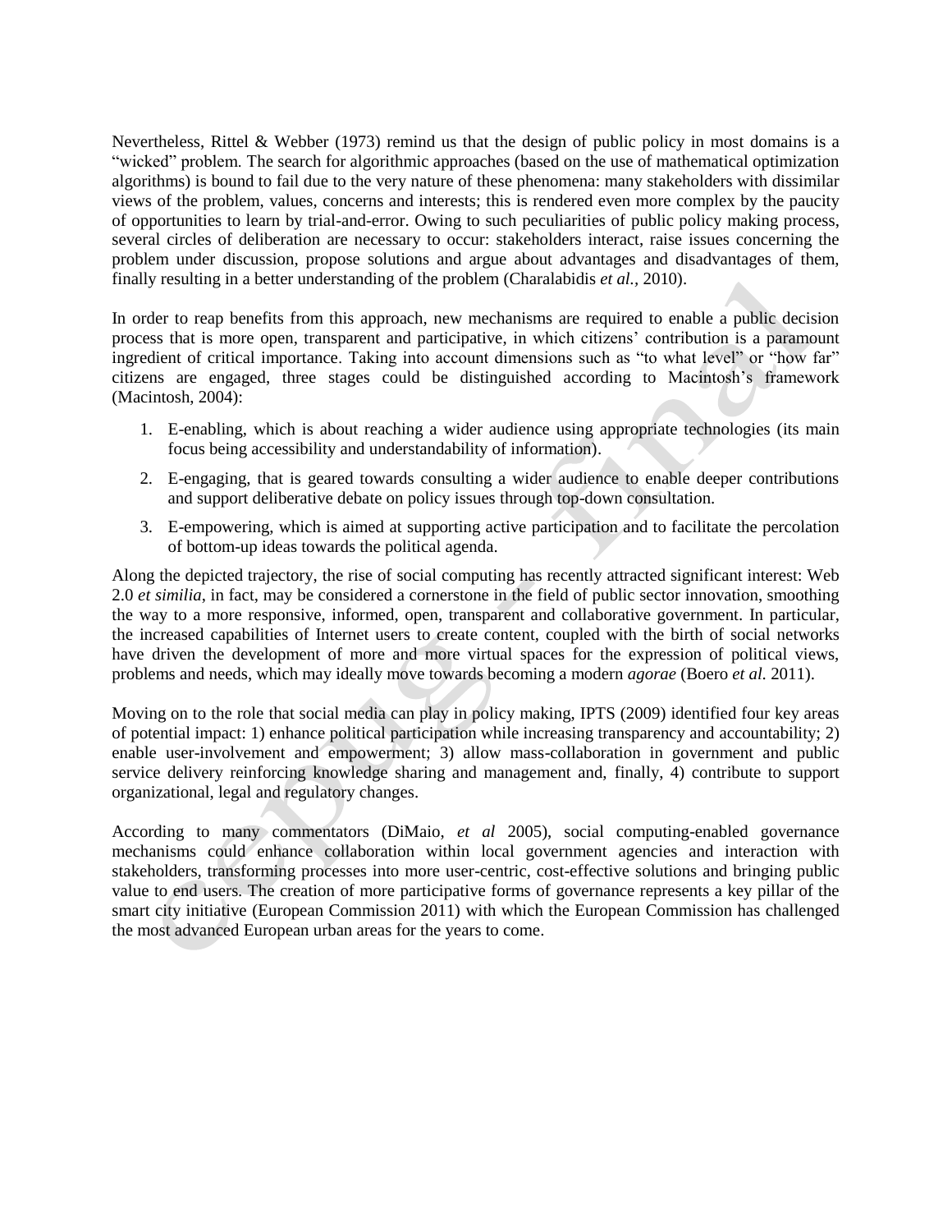Nevertheless, Rittel & Webber (1973) remind us that the design of public policy in most domains is a "wicked" problem. The search for algorithmic approaches (based on the use of mathematical optimization algorithms) is bound to fail due to the very nature of these phenomena: many stakeholders with dissimilar views of the problem, values, concerns and interests; this is rendered even more complex by the paucity of opportunities to learn by trial-and-error. Owing to such peculiarities of public policy making process, several circles of deliberation are necessary to occur: stakeholders interact, raise issues concerning the problem under discussion, propose solutions and argue about advantages and disadvantages of them, finally resulting in a better understanding of the problem (Charalabidis *et al.*, 2010).

In order to reap benefits from this approach, new mechanisms are required to enable a public decision process that is more open, transparent and participative, in which citizens' contribution is a paramount ingredient of critical importance. Taking into account dimensions such as "to what level" or "how far" citizens are engaged, three stages could be distinguished according to Macintosh's framework (Macintosh, 2004):

1. E-enabling, which is about reaching a wider audience using appropriate technologies (its main focus being accessibility and understandability of information).
2. E-engaging, that is geared towards consulting a wider audience to enable deeper contributions and support deliberative debate on policy issues through top-down consultation.
3. E-empowering, which is aimed at supporting active participation and to facilitate the percolation of bottom-up ideas towards the political agenda.

Along the depicted trajectory, the rise of social computing has recently attracted significant interest: Web 2.0 *et similia*, in fact, may be considered a cornerstone in the field of public sector innovation, smoothing the way to a more responsive, informed, open, transparent and collaborative government. In particular, the increased capabilities of Internet users to create content, coupled with the birth of social networks have driven the development of more and more virtual spaces for the expression of political views, problems and needs, which may ideally move towards becoming a modern *agorae* (Boero *et al.* 2011).

Moving on to the role that social media can play in policy making, IPTS (2009) identified four key areas of potential impact: 1) enhance political participation while increasing transparency and accountability; 2) enable user-involvement and empowerment; 3) allow mass-collaboration in government and public service delivery reinforcing knowledge sharing and management and, finally, 4) contribute to support organizational, legal and regulatory changes.

According to many commentators (DiMaio, *et al* 2005), social computing-enabled governance mechanisms could enhance collaboration within local government agencies and interaction with stakeholders, transforming processes into more user-centric, cost-effective solutions and bringing public value to end users. The creation of more participative forms of governance represents a key pillar of the smart city initiative (European Commission 2011) with which the European Commission has challenged the most advanced European urban areas for the years to come.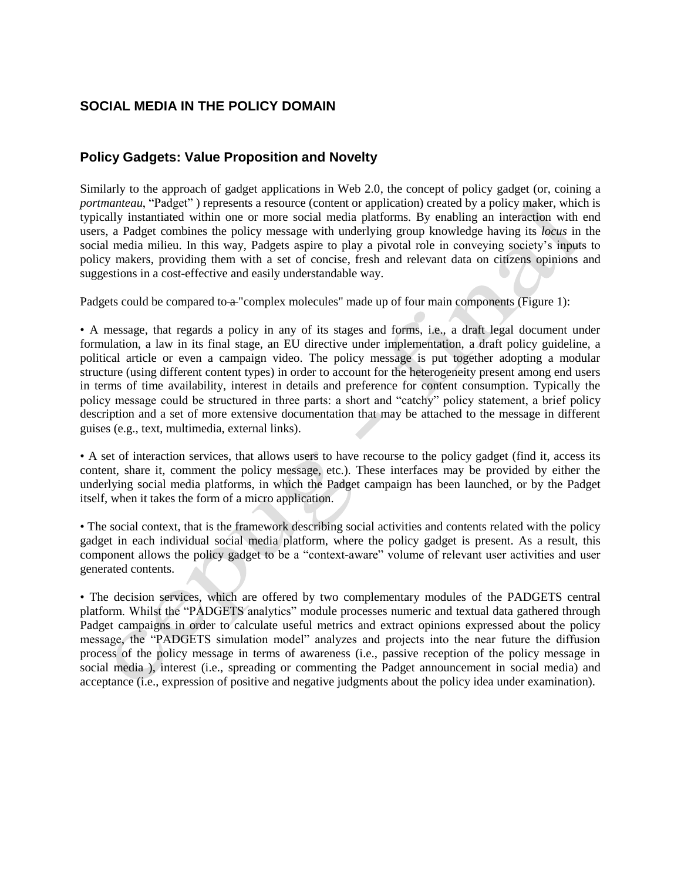## SOCIAL MEDIA IN THE POLICY DOMAIN

### Policy Gadgets: Value Proposition and Novelty

Similarly to the approach of gadget applications in Web 2.0, the concept of policy gadget (or, coining a *portmanteau*, "Padget" ) represents a resource (content or application) created by a policy maker, which is typically instantiated within one or more social media platforms. By enabling an interaction with end users, a Padget combines the policy message with underlying group knowledge having its *locus* in the social media milieu. In this way, Padgets aspire to play a pivotal role in conveying society's inputs to policy makers, providing them with a set of concise, fresh and relevant data on citizens opinions and suggestions in a cost-effective and easily understandable way.

Padgets could be compared to ~~a~~ "complex molecules" made up of four main components (Figure 1):

• A message, that regards a policy in any of its stages and forms, i.e., a draft legal document under formulation, a law in its final stage, an EU directive under implementation, a draft policy guideline, a political article or even a campaign video. The policy message is put together adopting a modular structure (using different content types) in order to account for the heterogeneity present among end users in terms of time availability, interest in details and preference for content consumption. Typically the policy message could be structured in three parts: a short and "catchy" policy statement, a brief policy description and a set of more extensive documentation that may be attached to the message in different guises (e.g., text, multimedia, external links).

• A set of interaction services, that allows users to have recourse to the policy gadget (find it, access its content, share it, comment the policy message, etc.). These interfaces may be provided by either the underlying social media platforms, in which the Padget campaign has been launched, or by the Padget itself, when it takes the form of a micro application.

• The social context, that is the framework describing social activities and contents related with the policy gadget in each individual social media platform, where the policy gadget is present. As a result, this component allows the policy gadget to be a "context-aware" volume of relevant user activities and user generated contents.

• The decision services, which are offered by two complementary modules of the PADGETS central platform. Whilst the "PADGETS analytics" module processes numeric and textual data gathered through Padget campaigns in order to calculate useful metrics and extract opinions expressed about the policy message, the "PADGETS simulation model" analyzes and projects into the near future the diffusion process of the policy message in terms of awareness (i.e., passive reception of the policy message in social media ), interest (i.e., spreading or commenting the Padget announcement in social media) and acceptance (i.e., expression of positive and negative judgments about the policy idea under examination).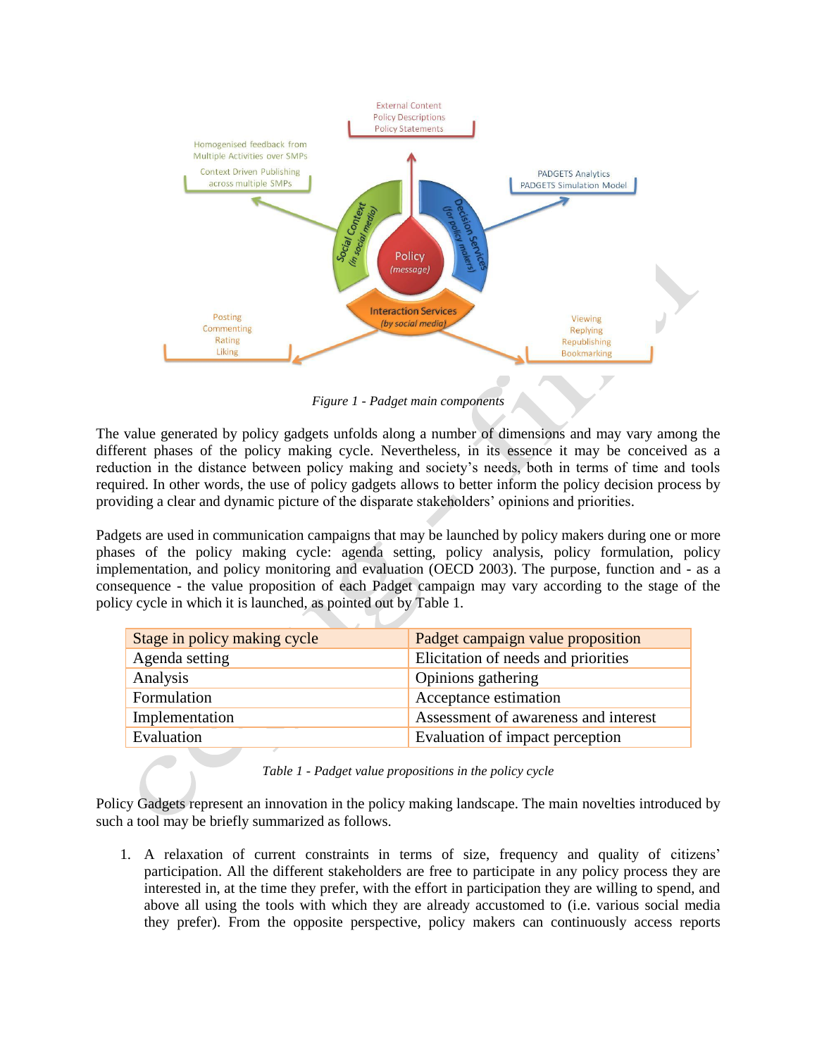*Figure 1 - Padget main components*

The value generated by policy gadgets unfolds along a number of dimensions and may vary among the different phases of the policy making cycle. Nevertheless, in its essence it may be conceived as a reduction in the distance between policy making and society's needs, both in terms of time and tools required. In other words, the use of policy gadgets allows to better inform the policy decision process by providing a clear and dynamic picture of the disparate stakeholders' opinions and priorities.

Padgets are used in communication campaigns that may be launched by policy makers during one or more phases of the policy making cycle: agenda setting, policy analysis, policy formulation, policy implementation, and policy monitoring and evaluation (OECD 2003). The purpose, function and - as a consequence - the value proposition of each Padget campaign may vary according to the stage of the policy cycle in which it is launched, as pointed out by Table 1.

| Stage in policy making cycle | Padget campaign value proposition |
|---|---|
| Agenda setting | Elicitation of needs and priorities |
| Analysis | Opinions gathering |
| Formulation | Acceptance estimation |
| Implementation | Assessment of awareness and interest |
| Evaluation | Evaluation of impact perception |

*Table 1 - Padget value propositions in the policy cycle*

Policy Gadgets represent an innovation in the policy making landscape. The main novelties introduced by such a tool may be briefly summarized as follows.

1. A relaxation of current constraints in terms of size, frequency and quality of citizens' participation. All the different stakeholders are free to participate in any policy process they are interested in, at the time they prefer, with the effort in participation they are willing to spend, and above all using the tools with which they are already accustomed to (i.e. various social media they prefer). From the opposite perspective, policy makers can continuously access reports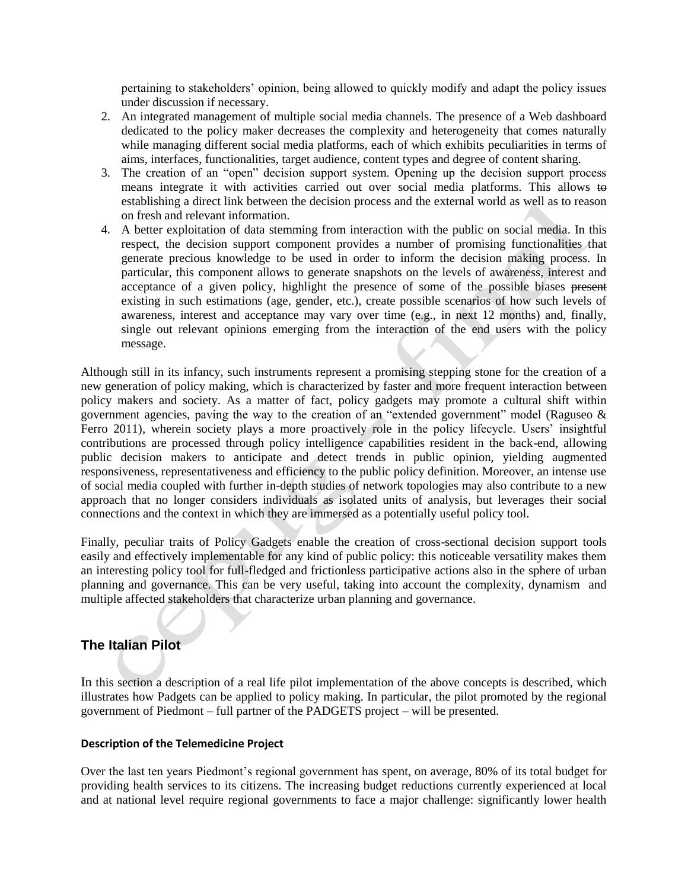pertaining to stakeholders' opinion, being allowed to quickly modify and adapt the policy issues under discussion if necessary.

2. An integrated management of multiple social media channels. The presence of a Web dashboard dedicated to the policy maker decreases the complexity and heterogeneity that comes naturally while managing different social media platforms, each of which exhibits peculiarities in terms of aims, interfaces, functionalities, target audience, content types and degree of content sharing.
3. The creation of an "open" decision support system. Opening up the decision support process means integrate it with activities carried out over social media platforms. This allows ~~to~~ establishing a direct link between the decision process and the external world as well as to reason on fresh and relevant information.
4. A better exploitation of data stemming from interaction with the public on social media. In this respect, the decision support component provides a number of promising functionalities that generate precious knowledge to be used in order to inform the decision making process. In particular, this component allows to generate snapshots on the levels of awareness, interest and acceptance of a given policy, highlight the presence of some of the possible biases ~~present~~ existing in such estimations (age, gender, etc.), create possible scenarios of how such levels of awareness, interest and acceptance may vary over time (e.g., in next 12 months) and, finally, single out relevant opinions emerging from the interaction of the end users with the policy message.

Although still in its infancy, such instruments represent a promising stepping stone for the creation of a new generation of policy making, which is characterized by faster and more frequent interaction between policy makers and society. As a matter of fact, policy gadgets may promote a cultural shift within government agencies, paving the way to the creation of an "extended government" model (Raguseo & Ferro 2011), wherein society plays a more proactively role in the policy lifecycle. Users' insightful contributions are processed through policy intelligence capabilities resident in the back-end, allowing public decision makers to anticipate and detect trends in public opinion, yielding augmented responsiveness, representativeness and efficiency to the public policy definition. Moreover, an intense use of social media coupled with further in-depth studies of network topologies may also contribute to a new approach that no longer considers individuals as isolated units of analysis, but leverages their social connections and the context in which they are immersed as a potentially useful policy tool.

Finally, peculiar traits of Policy Gadgets enable the creation of cross-sectional decision support tools easily and effectively implementable for any kind of public policy: this noticeable versatility makes them an interesting policy tool for full-fledged and frictionless participative actions also in the sphere of urban planning and governance. This can be very useful, taking into account the complexity, dynamism and multiple affected stakeholders that characterize urban planning and governance.

## The Italian Pilot

In this section a description of a real life pilot implementation of the above concepts is described, which illustrates how Padgets can be applied to policy making. In particular, the pilot promoted by the regional government of Piedmont – full partner of the PADGETS project – will be presented.

### Description of the Telemedicine Project

Over the last ten years Piedmont's regional government has spent, on average, 80% of its total budget for providing health services to its citizens. The increasing budget reductions currently experienced at local and at national level require regional governments to face a major challenge: significantly lower health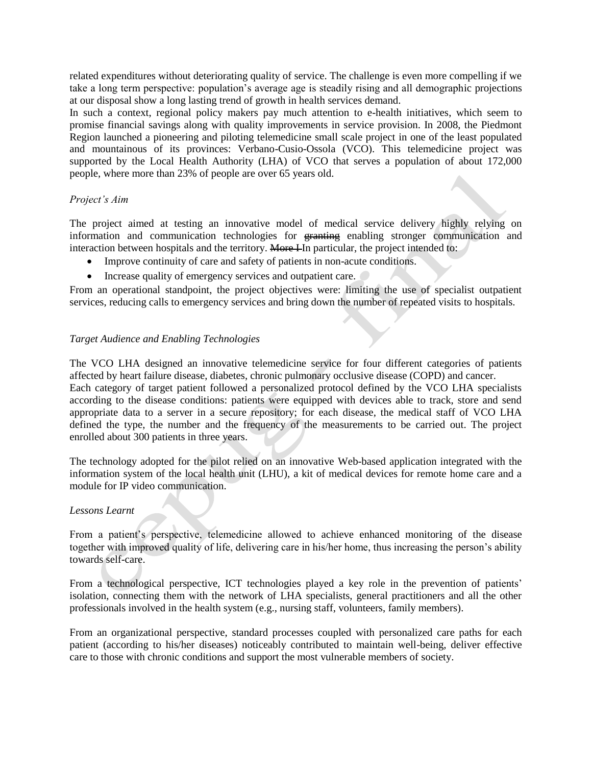related expenditures without deteriorating quality of service. The challenge is even more compelling if we take a long term perspective: population's average age is steadily rising and all demographic projections at our disposal show a long lasting trend of growth in health services demand.

In such a context, regional policy makers pay much attention to e-health initiatives, which seem to promise financial savings along with quality improvements in service provision. In 2008, the Piedmont Region launched a pioneering and piloting telemedicine small scale project in one of the least populated and mountainous of its provinces: Verbano-Cusio-Ossola (VCO). This telemedicine project was supported by the Local Health Authority (LHA) of VCO that serves a population of about 172,000 people, where more than 23% of people are over 65 years old.

*Project's Aim*

The project aimed at testing an innovative model of medical service delivery highly relying on information and communication technologies for ~~granting~~ enabling stronger communication and interaction between hospitals and the territory. ~~More I~~In particular, the project intended to:

- Improve continuity of care and safety of patients in non-acute conditions.
- Increase quality of emergency services and outpatient care.

From an operational standpoint, the project objectives were: limiting the use of specialist outpatient services, reducing calls to emergency services and bring down the number of repeated visits to hospitals.

*Target Audience and Enabling Technologies*

The VCO LHA designed an innovative telemedicine service for four different categories of patients affected by heart failure disease, diabetes, chronic pulmonary occlusive disease (COPD) and cancer.

Each category of target patient followed a personalized protocol defined by the VCO LHA specialists according to the disease conditions: patients were equipped with devices able to track, store and send appropriate data to a server in a secure repository; for each disease, the medical staff of VCO LHA defined the type, the number and the frequency of the measurements to be carried out. The project enrolled about 300 patients in three years.

The technology adopted for the pilot relied on an innovative Web-based application integrated with the information system of the local health unit (LHU), a kit of medical devices for remote home care and a module for IP video communication.

*Lessons Learnt*

From a patient's perspective, telemedicine allowed to achieve enhanced monitoring of the disease together with improved quality of life, delivering care in his/her home, thus increasing the person's ability towards self-care.

From a technological perspective, ICT technologies played a key role in the prevention of patients' isolation, connecting them with the network of LHA specialists, general practitioners and all the other professionals involved in the health system (e.g., nursing staff, volunteers, family members).

From an organizational perspective, standard processes coupled with personalized care paths for each patient (according to his/her diseases) noticeably contributed to maintain well-being, deliver effective care to those with chronic conditions and support the most vulnerable members of society.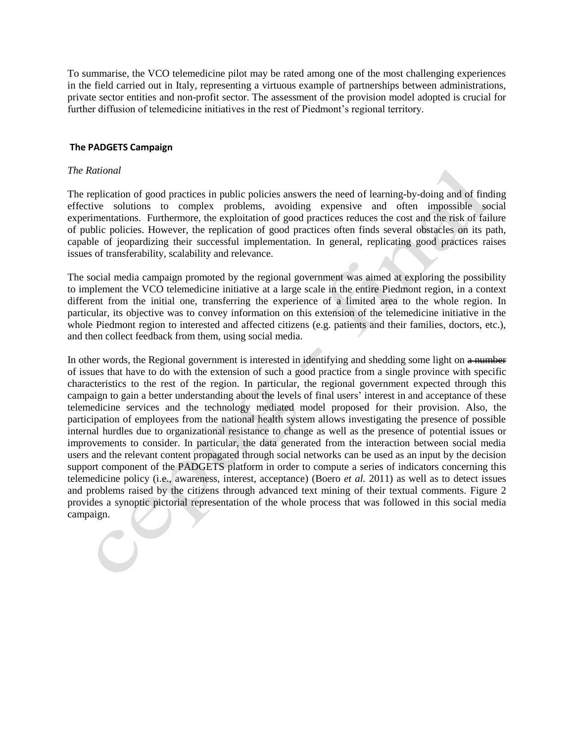To summarise, the VCO telemedicine pilot may be rated among one of the most challenging experiences in the field carried out in Italy, representing a virtuous example of partnerships between administrations, private sector entities and non-profit sector. The assessment of the provision model adopted is crucial for further diffusion of telemedicine initiatives in the rest of Piedmont's regional territory.

## The PADGETS Campaign

*The Rational*

The replication of good practices in public policies answers the need of learning-by-doing and of finding effective solutions to complex problems, avoiding expensive and often impossible social experimentations. Furthermore, the exploitation of good practices reduces the cost and the risk of failure of public policies. However, the replication of good practices often finds several obstacles on its path, capable of jeopardizing their successful implementation. In general, replicating good practices raises issues of transferability, scalability and relevance.

The social media campaign promoted by the regional government was aimed at exploring the possibility to implement the VCO telemedicine initiative at a large scale in the entire Piedmont region, in a context different from the initial one, transferring the experience of a limited area to the whole region. In particular, its objective was to convey information on this extension of the telemedicine initiative in the whole Piedmont region to interested and affected citizens (e.g. patients and their families, doctors, etc.), and then collect feedback from them, using social media.

In other words, the Regional government is interested in identifying and shedding some light on ~~a number~~ of issues that have to do with the extension of such a good practice from a single province with specific characteristics to the rest of the region. In particular, the regional government expected through this campaign to gain a better understanding about the levels of final users' interest in and acceptance of these telemedicine services and the technology mediated model proposed for their provision. Also, the participation of employees from the national health system allows investigating the presence of possible internal hurdles due to organizational resistance to change as well as the presence of potential issues or improvements to consider. In particular, the data generated from the interaction between social media users and the relevant content propagated through social networks can be used as an input by the decision support component of the PADGETS platform in order to compute a series of indicators concerning this telemedicine policy (i.e., awareness, interest, acceptance) (Boero *et al.* 2011) as well as to detect issues and problems raised by the citizens through advanced text mining of their textual comments. Figure 2 provides a synoptic pictorial representation of the whole process that was followed in this social media campaign.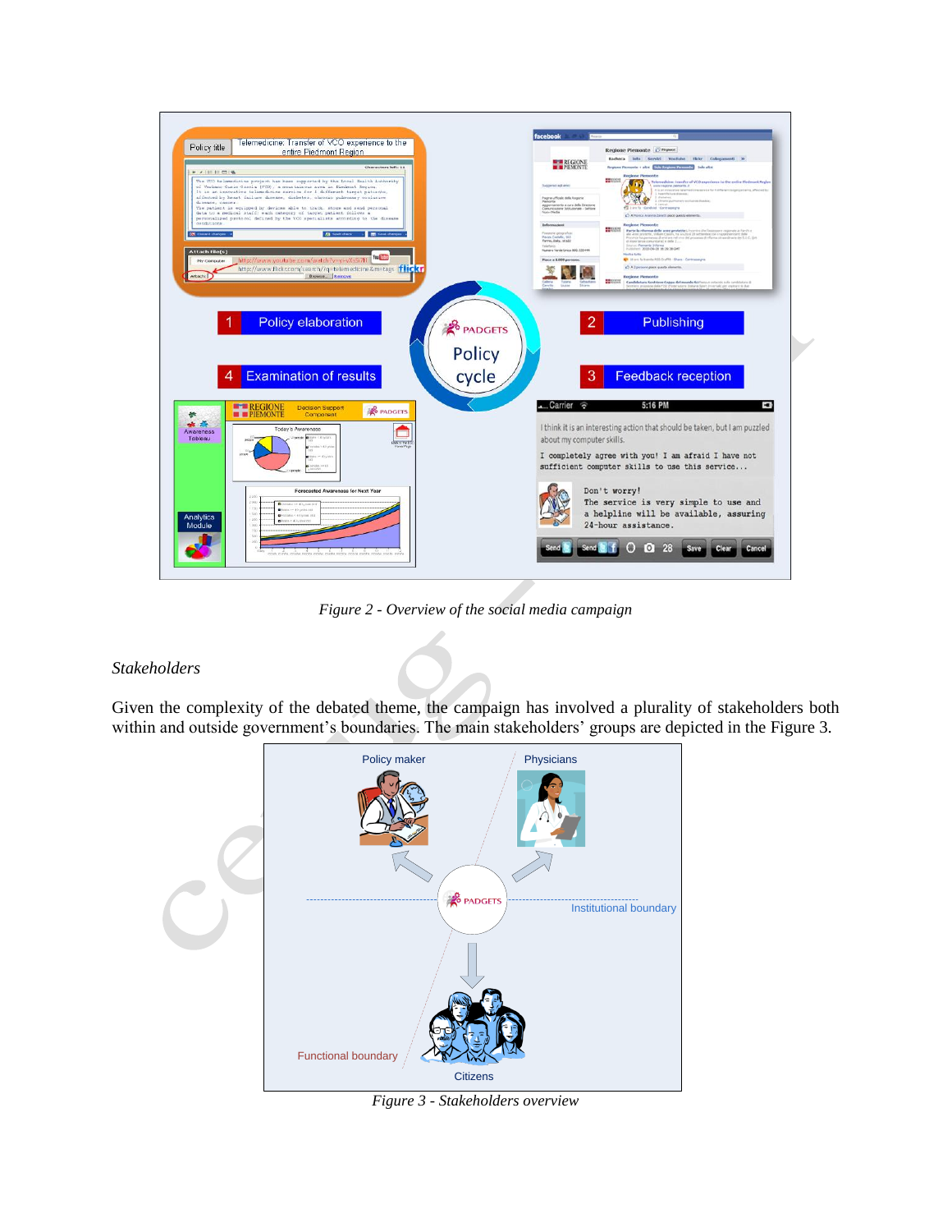*Figure 2 - Overview of the social media campaign*

*Stakeholders*

Given the complexity of the debated theme, the campaign has involved a plurality of stakeholders both within and outside government's boundaries. The main stakeholders' groups are depicted in the Figure 3.

*Figure 3 - Stakeholders overview*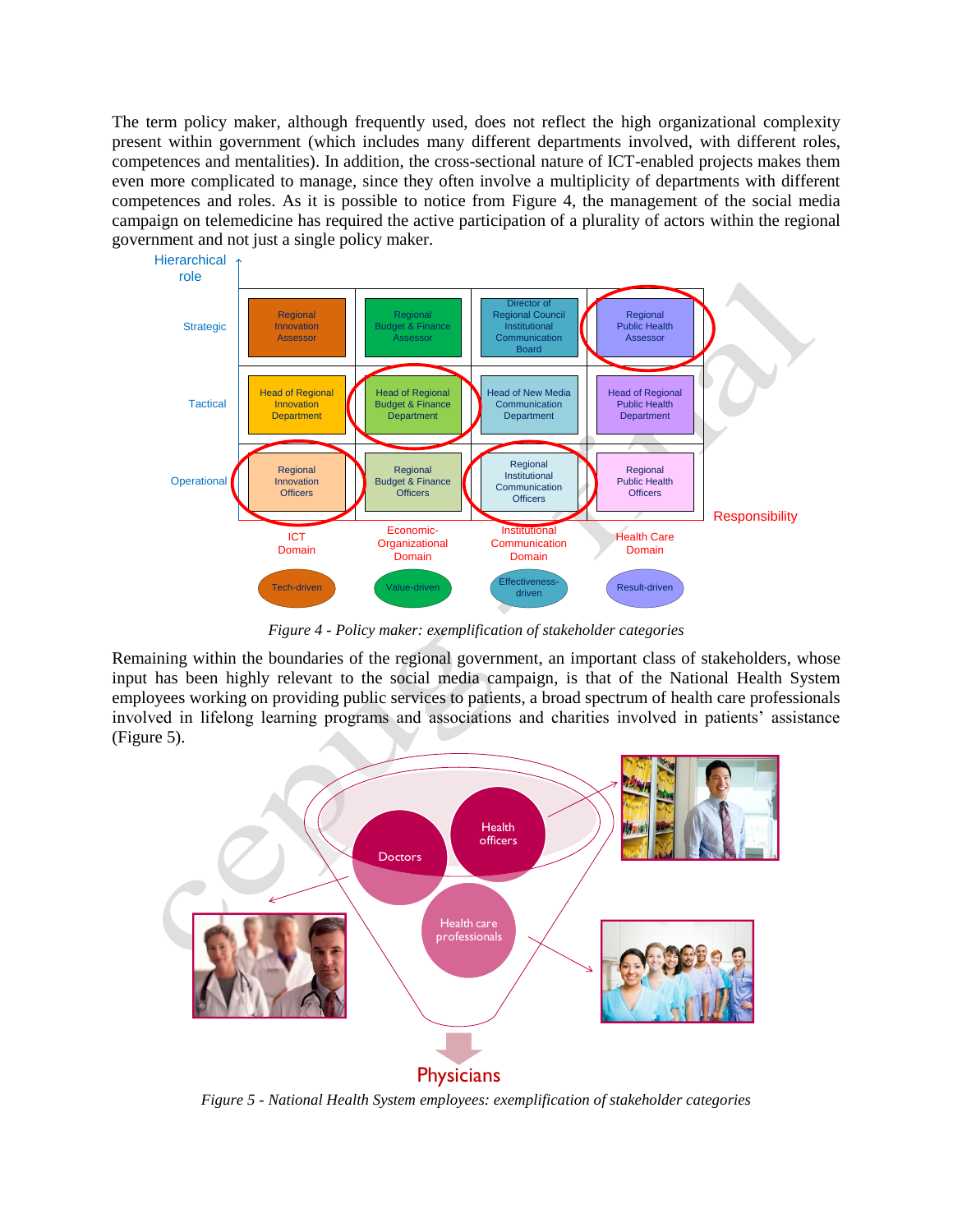The term policy maker, although frequently used, does not reflect the high organizational complexity present within government (which includes many different departments involved, with different roles, competences and mentalities). In addition, the cross-sectional nature of ICT-enabled projects makes them even more complicated to manage, since they often involve a multiplicity of departments with different competences and roles. As it is possible to notice from Figure 4, the management of the social media campaign on telemedicine has required the active participation of a plurality of actors within the regional government and not just a single policy maker.

*Figure 4 - Policy maker: exemplification of stakeholder categories*

Remaining within the boundaries of the regional government, an important class of stakeholders, whose input has been highly relevant to the social media campaign, is that of the National Health System employees working on providing public services to patients, a broad spectrum of health care professionals involved in lifelong learning programs and associations and charities involved in patients' assistance (Figure 5).

*Figure 5 - National Health System employees: exemplification of stakeholder categories*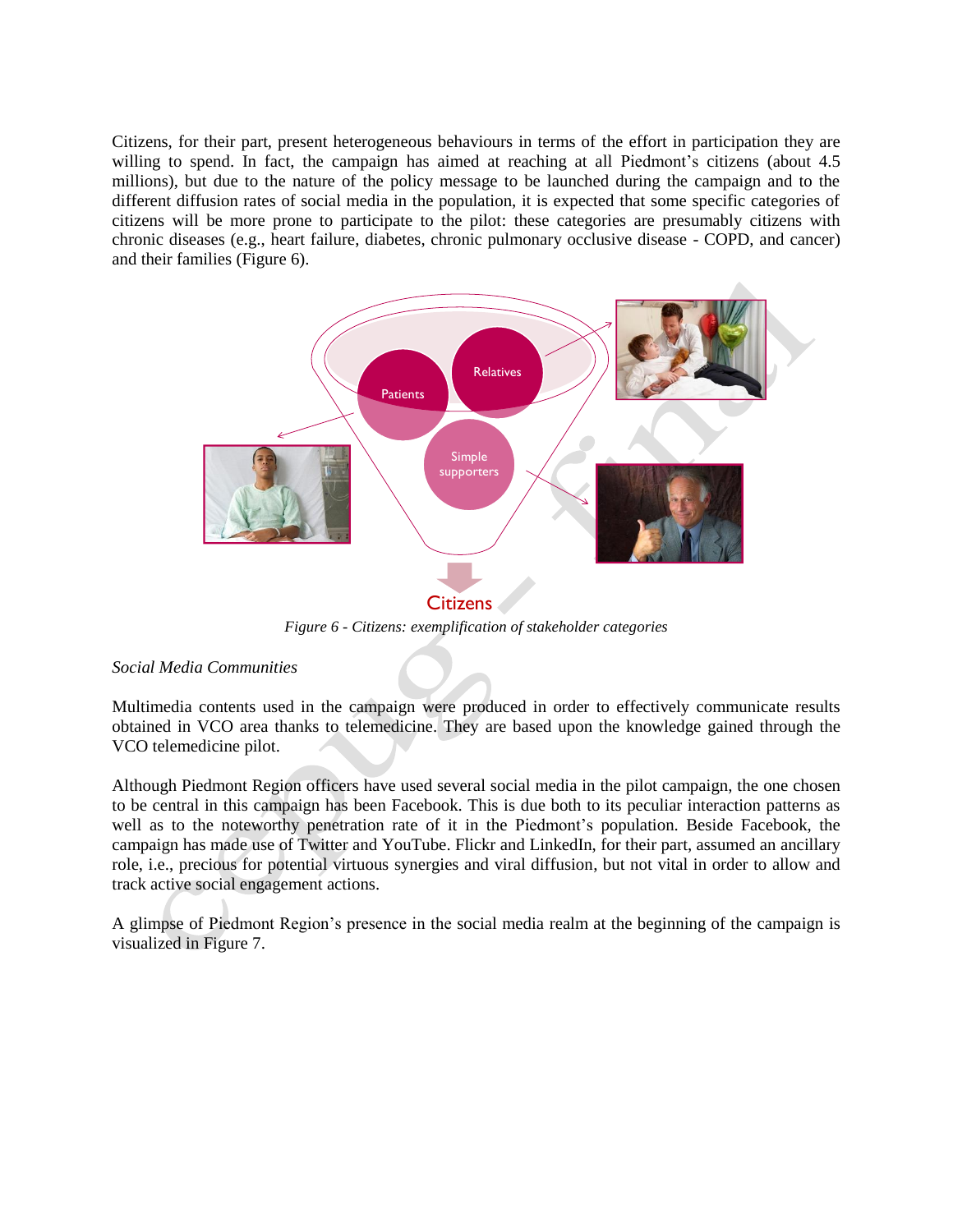Citizens, for their part, present heterogeneous behaviours in terms of the effort in participation they are willing to spend. In fact, the campaign has aimed at reaching at all Piedmont's citizens (about 4.5 millions), but due to the nature of the policy message to be launched during the campaign and to the different diffusion rates of social media in the population, it is expected that some specific categories of citizens will be more prone to participate to the pilot: these categories are presumably citizens with chronic diseases (e.g., heart failure, diabetes, chronic pulmonary occlusive disease - COPD, and cancer) and their families (Figure 6).

*Figure 6 - Citizens: exemplification of stakeholder categories*

*Social Media Communities*

Multimedia contents used in the campaign were produced in order to effectively communicate results obtained in VCO area thanks to telemedicine. They are based upon the knowledge gained through the VCO telemedicine pilot.

Although Piedmont Region officers have used several social media in the pilot campaign, the one chosen to be central in this campaign has been Facebook. This is due both to its peculiar interaction patterns as well as to the noteworthy penetration rate of it in the Piedmont's population. Beside Facebook, the campaign has made use of Twitter and YouTube. Flickr and LinkedIn, for their part, assumed an ancillary role, i.e., precious for potential virtuous synergies and viral diffusion, but not vital in order to allow and track active social engagement actions.

A glimpse of Piedmont Region's presence in the social media realm at the beginning of the campaign is visualized in Figure 7.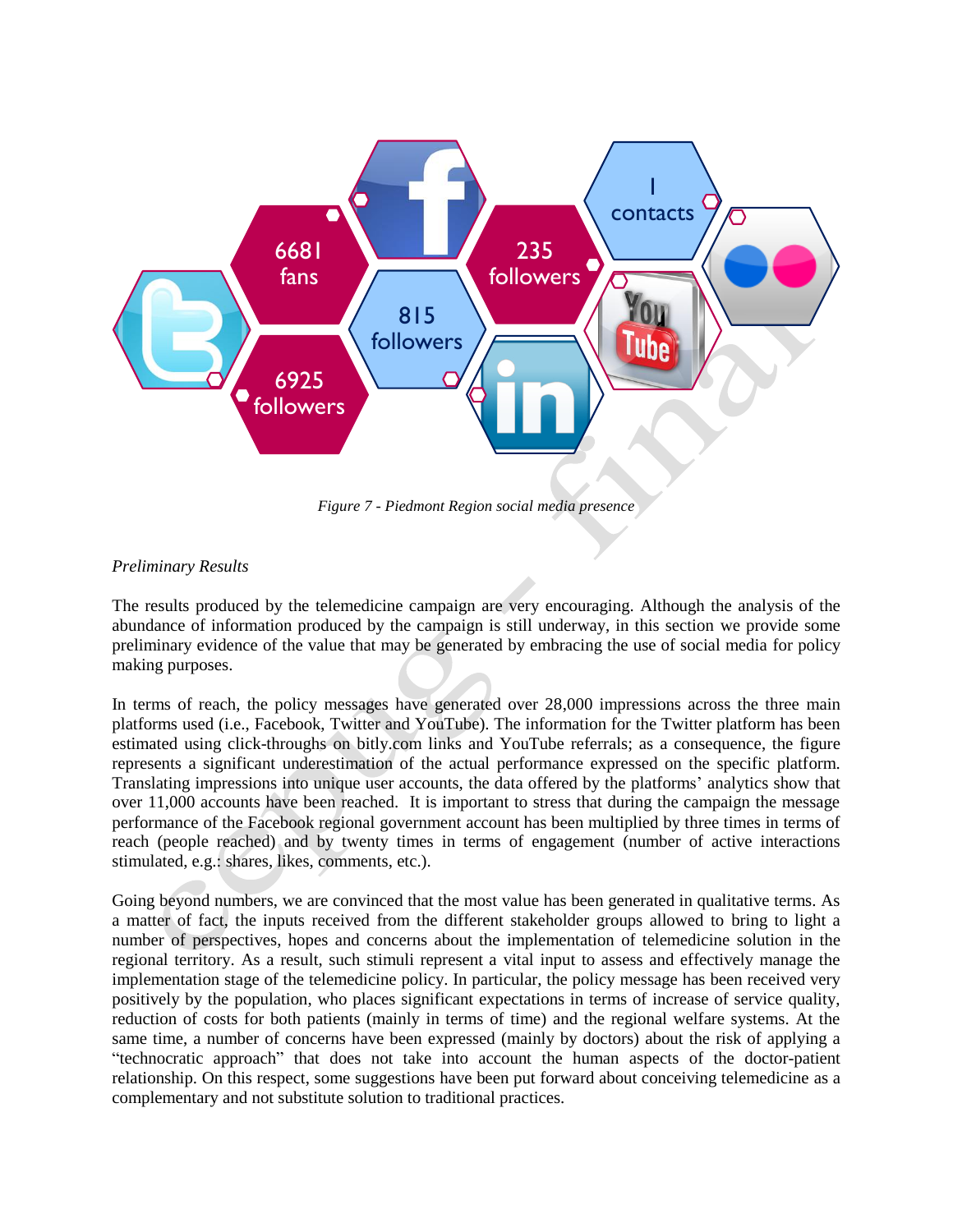*Figure 7 - Piedmont Region social media presence*

*Preliminary Results*

The results produced by the telemedicine campaign are very encouraging. Although the analysis of the abundance of information produced by the campaign is still underway, in this section we provide some preliminary evidence of the value that may be generated by embracing the use of social media for policy making purposes.

In terms of reach, the policy messages have generated over 28,000 impressions across the three main platforms used (i.e., Facebook, Twitter and YouTube). The information for the Twitter platform has been estimated using click-throughs on bitly.com links and YouTube referrals; as a consequence, the figure represents a significant underestimation of the actual performance expressed on the specific platform. Translating impressions into unique user accounts, the data offered by the platforms' analytics show that over 11,000 accounts have been reached. It is important to stress that during the campaign the message performance of the Facebook regional government account has been multiplied by three times in terms of reach (people reached) and by twenty times in terms of engagement (number of active interactions stimulated, e.g.: shares, likes, comments, etc.).

Going beyond numbers, we are convinced that the most value has been generated in qualitative terms. As a matter of fact, the inputs received from the different stakeholder groups allowed to bring to light a number of perspectives, hopes and concerns about the implementation of telemedicine solution in the regional territory. As a result, such stimuli represent a vital input to assess and effectively manage the implementation stage of the telemedicine policy. In particular, the policy message has been received very positively by the population, who places significant expectations in terms of increase of service quality, reduction of costs for both patients (mainly in terms of time) and the regional welfare systems. At the same time, a number of concerns have been expressed (mainly by doctors) about the risk of applying a "technocratic approach" that does not take into account the human aspects of the doctor-patient relationship. On this respect, some suggestions have been put forward about conceiving telemedicine as a complementary and not substitute solution to traditional practices.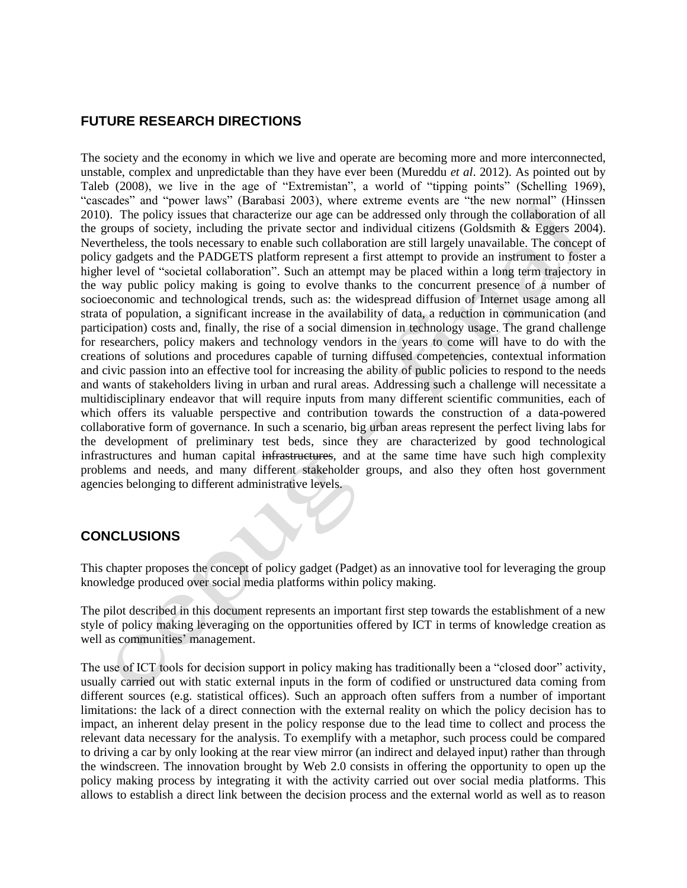## FUTURE RESEARCH DIRECTIONS

The society and the economy in which we live and operate are becoming more and more interconnected, unstable, complex and unpredictable than they have ever been (Mureddu *et al*. 2012). As pointed out by Taleb (2008), we live in the age of "Extremistan", a world of "tipping points" (Schelling 1969), "cascades" and "power laws" (Barabasi 2003), where extreme events are "the new normal" (Hinssen 2010). The policy issues that characterize our age can be addressed only through the collaboration of all the groups of society, including the private sector and individual citizens (Goldsmith & Eggers 2004). Nevertheless, the tools necessary to enable such collaboration are still largely unavailable. The concept of policy gadgets and the PADGETS platform represent a first attempt to provide an instrument to foster a higher level of "societal collaboration". Such an attempt may be placed within a long term trajectory in the way public policy making is going to evolve thanks to the concurrent presence of a number of socioeconomic and technological trends, such as: the widespread diffusion of Internet usage among all strata of population, a significant increase in the availability of data, a reduction in communication (and participation) costs and, finally, the rise of a social dimension in technology usage. The grand challenge for researchers, policy makers and technology vendors in the years to come will have to do with the creations of solutions and procedures capable of turning diffused competencies, contextual information and civic passion into an effective tool for increasing the ability of public policies to respond to the needs and wants of stakeholders living in urban and rural areas. Addressing such a challenge will necessitate a multidisciplinary endeavor that will require inputs from many different scientific communities, each of which offers its valuable perspective and contribution towards the construction of a data-powered collaborative form of governance. In such a scenario, big urban areas represent the perfect living labs for the development of preliminary test beds, since they are characterized by good technological infrastructures and human capital ~~infrastructures~~, and at the same time have such high complexity problems and needs, and many different stakeholder groups, and also they often host government agencies belonging to different administrative levels.

## CONCLUSIONS

This chapter proposes the concept of policy gadget (Padget) as an innovative tool for leveraging the group knowledge produced over social media platforms within policy making.

The pilot described in this document represents an important first step towards the establishment of a new style of policy making leveraging on the opportunities offered by ICT in terms of knowledge creation as well as communities' management.

The use of ICT tools for decision support in policy making has traditionally been a "closed door" activity, usually carried out with static external inputs in the form of codified or unstructured data coming from different sources (e.g. statistical offices). Such an approach often suffers from a number of important limitations: the lack of a direct connection with the external reality on which the policy decision has to impact, an inherent delay present in the policy response due to the lead time to collect and process the relevant data necessary for the analysis. To exemplify with a metaphor, such process could be compared to driving a car by only looking at the rear view mirror (an indirect and delayed input) rather than through the windscreen. The innovation brought by Web 2.0 consists in offering the opportunity to open up the policy making process by integrating it with the activity carried out over social media platforms. This allows to establish a direct link between the decision process and the external world as well as to reason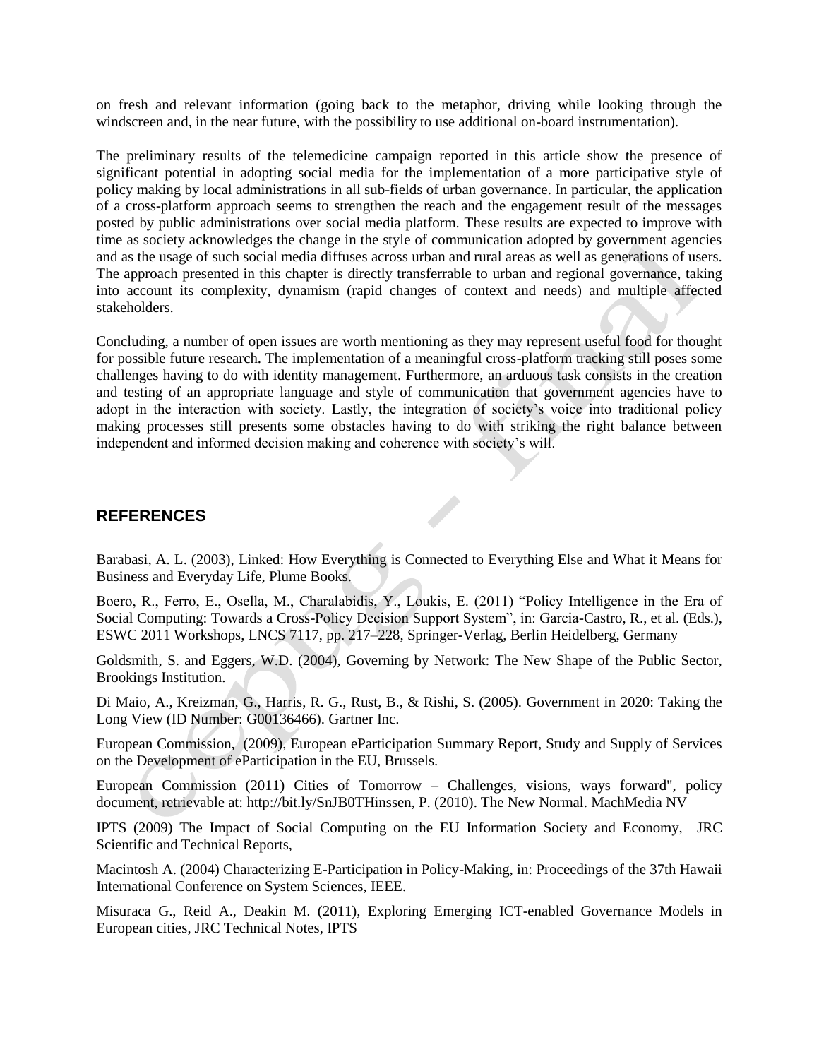on fresh and relevant information (going back to the metaphor, driving while looking through the windscreen and, in the near future, with the possibility to use additional on-board instrumentation).

The preliminary results of the telemedicine campaign reported in this article show the presence of significant potential in adopting social media for the implementation of a more participative style of policy making by local administrations in all sub-fields of urban governance. In particular, the application of a cross-platform approach seems to strengthen the reach and the engagement result of the messages posted by public administrations over social media platform. These results are expected to improve with time as society acknowledges the change in the style of communication adopted by government agencies and as the usage of such social media diffuses across urban and rural areas as well as generations of users. The approach presented in this chapter is directly transferrable to urban and regional governance, taking into account its complexity, dynamism (rapid changes of context and needs) and multiple affected stakeholders.

Concluding, a number of open issues are worth mentioning as they may represent useful food for thought for possible future research. The implementation of a meaningful cross-platform tracking still poses some challenges having to do with identity management. Furthermore, an arduous task consists in the creation and testing of an appropriate language and style of communication that government agencies have to adopt in the interaction with society. Lastly, the integration of society's voice into traditional policy making processes still presents some obstacles having to do with striking the right balance between independent and informed decision making and coherence with society's will.

## REFERENCES

Barabasi, A. L. (2003), Linked: How Everything is Connected to Everything Else and What it Means for Business and Everyday Life, Plume Books.

Boero, R., Ferro, E., Osella, M., Charalabidis, Y., Loukis, E. (2011) "Policy Intelligence in the Era of Social Computing: Towards a Cross-Policy Decision Support System", in: Garcia-Castro, R., et al. (Eds.), ESWC 2011 Workshops, LNCS 7117, pp. 217–228, Springer-Verlag, Berlin Heidelberg, Germany

Goldsmith, S. and Eggers, W.D. (2004), Governing by Network: The New Shape of the Public Sector, Brookings Institution.

Di Maio, A., Kreizman, G., Harris, R. G., Rust, B., & Rishi, S. (2005). Government in 2020: Taking the Long View (ID Number: G00136466). Gartner Inc.

European Commission, (2009), European eParticipation Summary Report, Study and Supply of Services on the Development of eParticipation in the EU, Brussels.

European Commission (2011) Cities of Tomorrow – Challenges, visions, ways forward", policy document, retrievable at: http://bit.ly/SnJB0THinssen, P. (2010). The New Normal. MachMedia NV

IPTS (2009) The Impact of Social Computing on the EU Information Society and Economy, JRC Scientific and Technical Reports,

Macintosh A. (2004) Characterizing E-Participation in Policy-Making, in: Proceedings of the 37th Hawaii International Conference on System Sciences, IEEE.

Misuraca G., Reid A., Deakin M. (2011), Exploring Emerging ICT-enabled Governance Models in European cities, JRC Technical Notes, IPTS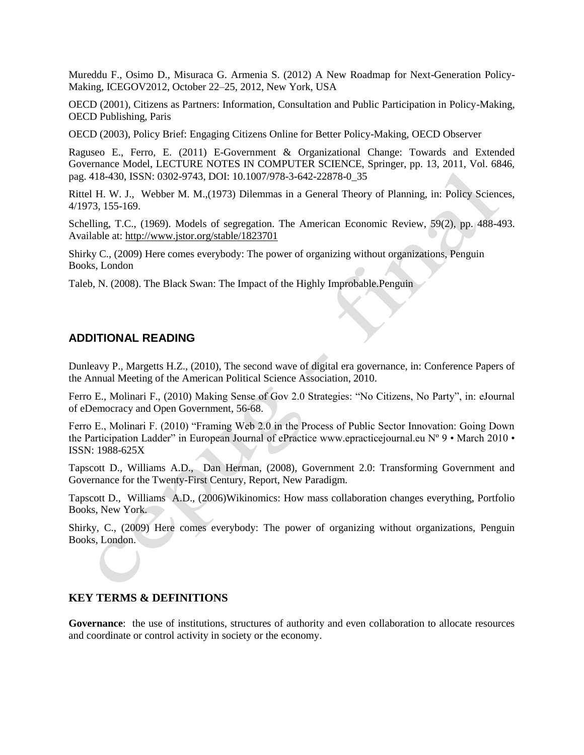Mureddu F., Osimo D., Misuraca G. Armenia S. (2012) A New Roadmap for Next-Generation Policy-Making, ICEGOV2012, October 22–25, 2012, New York, USA

OECD (2001), Citizens as Partners: Information, Consultation and Public Participation in Policy-Making, OECD Publishing, Paris

OECD (2003), Policy Brief: Engaging Citizens Online for Better Policy-Making, OECD Observer

Raguseo E., Ferro, E. (2011) E-Government & Organizational Change: Towards and Extended Governance Model, LECTURE NOTES IN COMPUTER SCIENCE, Springer, pp. 13, 2011, Vol. 6846, pag. 418-430, ISSN: 0302-9743, DOI: 10.1007/978-3-642-22878-0_35

Rittel H. W. J., Webber M. M.,(1973) Dilemmas in a General Theory of Planning, in: Policy Sciences, 4/1973, 155-169.

Schelling, T.C., (1969). Models of segregation. The American Economic Review, 59(2), pp. 488-493. Available at: http://www.jstor.org/stable/1823701

Shirky C., (2009) Here comes everybody: The power of organizing without organizations, Penguin Books, London

Taleb, N. (2008). The Black Swan: The Impact of the Highly Improbable.Penguin

## ADDITIONAL READING

Dunleavy P., Margetts H.Z., (2010), The second wave of digital era governance, in: Conference Papers of the Annual Meeting of the American Political Science Association, 2010.

Ferro E., Molinari F., (2010) Making Sense of Gov 2.0 Strategies: "No Citizens, No Party", in: eJournal of eDemocracy and Open Government, 56-68.

Ferro E., Molinari F. (2010) "Framing Web 2.0 in the Process of Public Sector Innovation: Going Down the Participation Ladder" in European Journal of ePractice www.epracticejournal.eu Nº 9 • March 2010 • ISSN: 1988-625X

Tapscott D., Williams A.D., Dan Herman, (2008), Government 2.0: Transforming Government and Governance for the Twenty-First Century, Report, New Paradigm.

Tapscott D., Williams A.D., (2006)Wikinomics: How mass collaboration changes everything, Portfolio Books, New York.

Shirky, C., (2009) Here comes everybody: The power of organizing without organizations, Penguin Books, London.

## KEY TERMS & DEFINITIONS

**Governance**: the use of institutions, structures of authority and even collaboration to allocate resources and coordinate or control activity in society or the economy.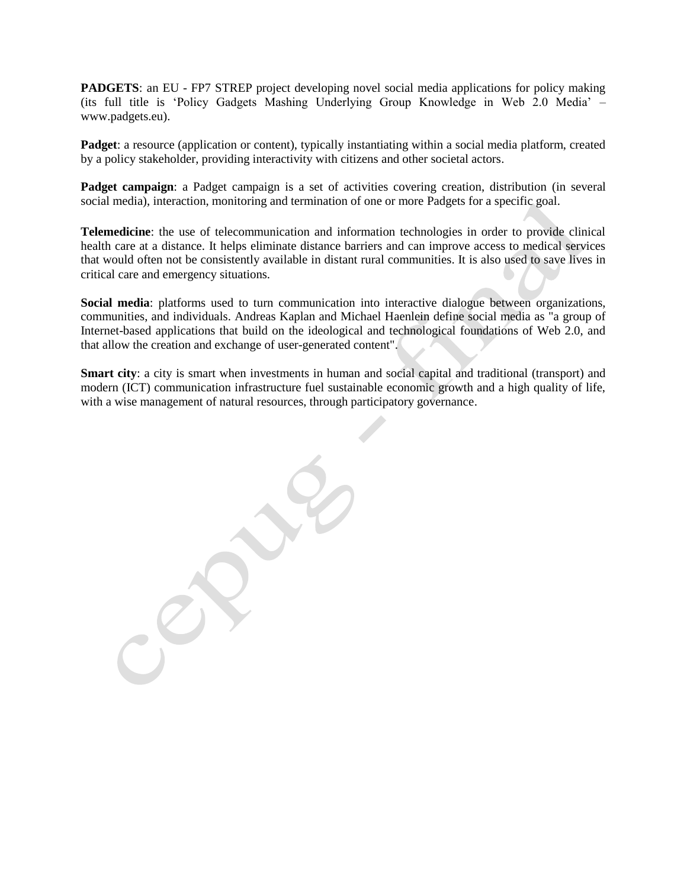**PADGETS**: an EU - FP7 STREP project developing novel social media applications for policy making (its full title is 'Policy Gadgets Mashing Underlying Group Knowledge in Web 2.0 Media' – www.padgets.eu).

**Padget**: a resource (application or content), typically instantiating within a social media platform, created by a policy stakeholder, providing interactivity with citizens and other societal actors.

**Padget campaign**: a Padget campaign is a set of activities covering creation, distribution (in several social media), interaction, monitoring and termination of one or more Padgets for a specific goal.

**Telemedicine**: the use of telecommunication and information technologies in order to provide clinical health care at a distance. It helps eliminate distance barriers and can improve access to medical services that would often not be consistently available in distant rural communities. It is also used to save lives in critical care and emergency situations.

**Social media**: platforms used to turn communication into interactive dialogue between organizations, communities, and individuals. Andreas Kaplan and Michael Haenlein define social media as "a group of Internet-based applications that build on the ideological and technological foundations of Web 2.0, and that allow the creation and exchange of user-generated content".

**Smart city**: a city is smart when investments in human and social capital and traditional (transport) and modern (ICT) communication infrastructure fuel sustainable economic growth and a high quality of life, with a wise management of natural resources, through participatory governance.